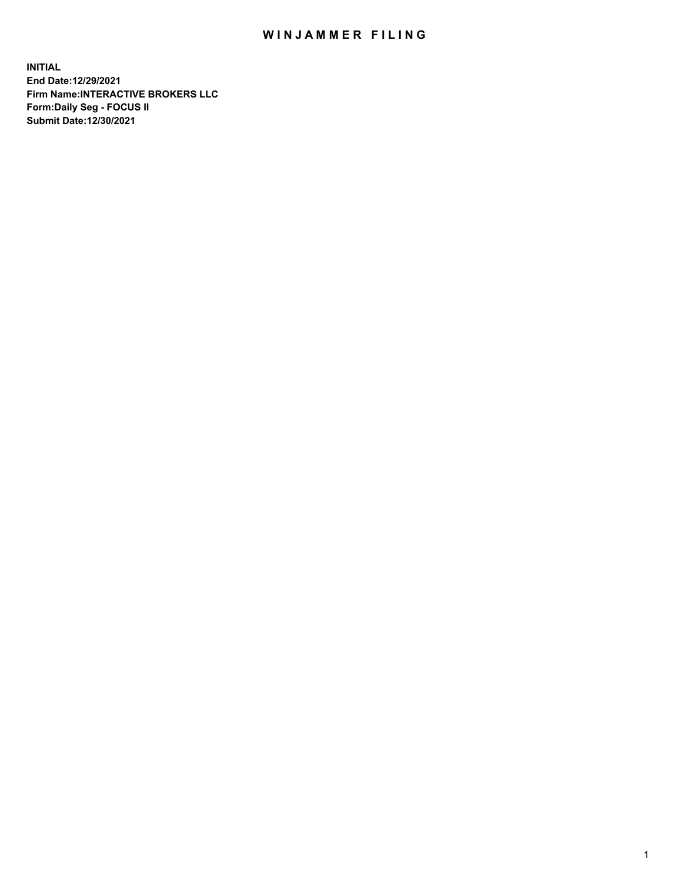# WINJAMMER FILING

**INITIAL**
**End Date:12/29/2021**
**Firm Name:INTERACTIVE BROKERS LLC**
**Form:Daily Seg - FOCUS II**
**Submit Date:12/30/2021**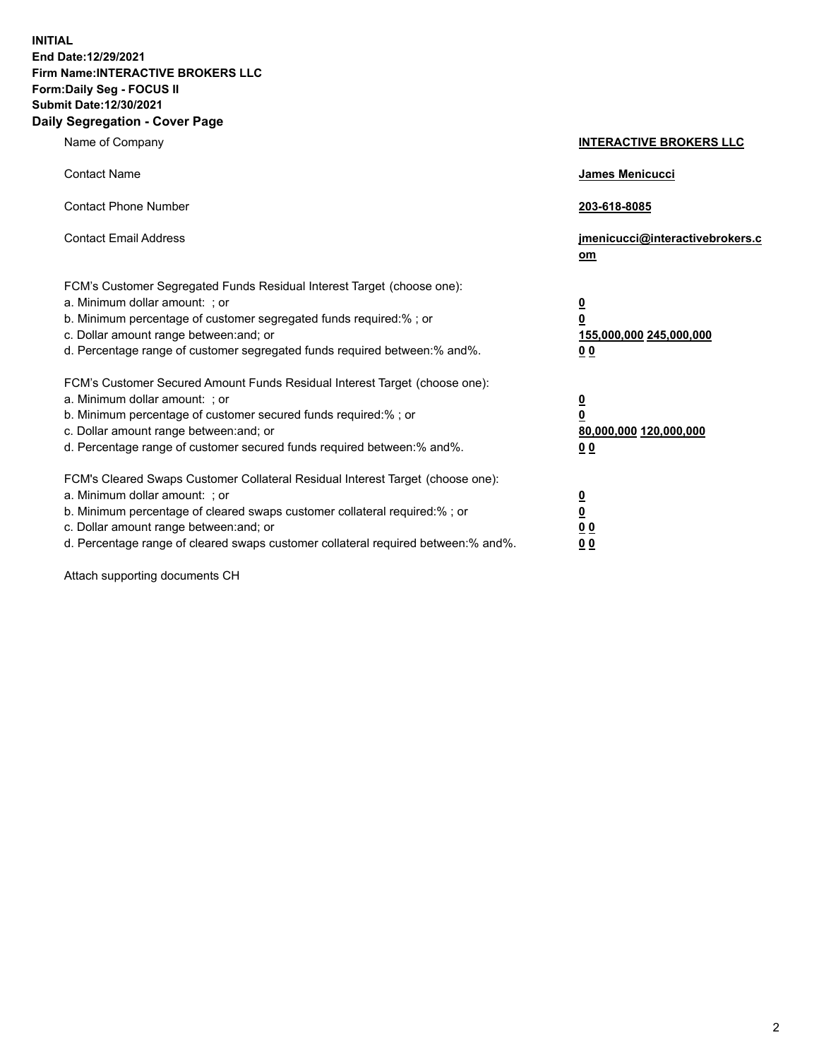**INITIAL**
**End Date:12/29/2021**
**Firm Name:INTERACTIVE BROKERS LLC**
**Form:Daily Seg - FOCUS II**
**Submit Date:12/30/2021**
**Daily Segregation - Cover Page**

| | |
|---|---|
| Name of Company | **INTERACTIVE BROKERS LLC** |
| Contact Name | **James Menicucci** |
| Contact Phone Number | **203-618-8085** |
| Contact Email Address | **jmenicucci@interactivebrokers.com** |

FCM's Customer Segregated Funds Residual Interest Target (choose one):

| | |
|---|---|
| a. Minimum dollar amount: ; or | **0** |
| b. Minimum percentage of customer segregated funds required:% ; or | **0** |
| c. Dollar amount range between:and; or | **155,000,000** **245,000,000** |
| d. Percentage range of customer segregated funds required between:% and%. | **0** **0** |

FCM's Customer Secured Amount Funds Residual Interest Target (choose one):

| | |
|---|---|
| a. Minimum dollar amount: ; or | **0** |
| b. Minimum percentage of customer secured funds required:% ; or | **0** |
| c. Dollar amount range between:and; or | **80,000,000** **120,000,000** |
| d. Percentage range of customer secured funds required between:% and%. | **0** **0** |

FCM's Cleared Swaps Customer Collateral Residual Interest Target (choose one):

| | |
|---|---|
| a. Minimum dollar amount: ; or | **0** |
| b. Minimum percentage of cleared swaps customer collateral required:% ; or | **0** |
| c. Dollar amount range between:and; or | **0** **0** |
| d. Percentage range of cleared swaps customer collateral required between:% and%. | **0** **0** |

Attach supporting documents CH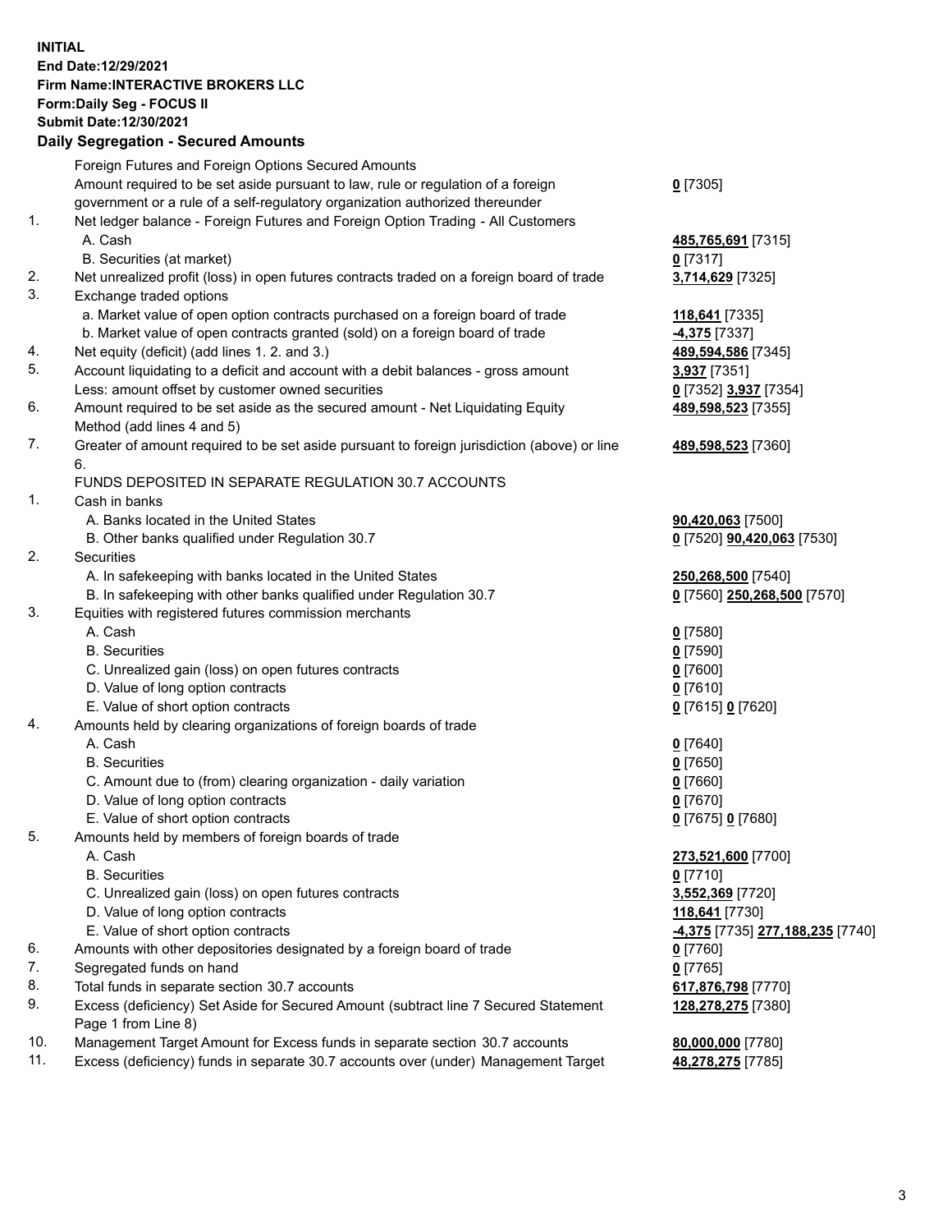**INITIAL**
**End Date:12/29/2021**
**Firm Name:INTERACTIVE BROKERS LLC**
**Form:Daily Seg - FOCUS II**
**Submit Date:12/30/2021**

**Daily Segregation - Secured Amounts**

| | | |
|---|---|---|
| | Foreign Futures and Foreign Options Secured Amounts | |
| | Amount required to be set aside pursuant to law, rule or regulation of a foreign government or a rule of a self-regulatory organization authorized thereunder | **0** [7305] |
| 1. | Net ledger balance - Foreign Futures and Foreign Option Trading - All Customers | |
| | A. Cash | **485,765,691** [7315] |
| | B. Securities (at market) | **0** [7317] |
| 2. | Net unrealized profit (loss) in open futures contracts traded on a foreign board of trade | **3,714,629** [7325] |
| 3. | Exchange traded options | |
| | a. Market value of open option contracts purchased on a foreign board of trade | **118,641** [7335] |
| | b. Market value of open contracts granted (sold) on a foreign board of trade | **-4,375** [7337] |
| 4. | Net equity (deficit) (add lines 1. 2. and 3.) | **489,594,586** [7345] |
| 5. | Account liquidating to a deficit and account with a debit balances - gross amount | **3,937** [7351] |
| | Less: amount offset by customer owned securities | **0** [7352] **3,937** [7354] |
| 6. | Amount required to be set aside as the secured amount - Net Liquidating Equity Method (add lines 4 and 5) | **489,598,523** [7355] |
| 7. | Greater of amount required to be set aside pursuant to foreign jurisdiction (above) or line 6. | **489,598,523** [7360] |
| | FUNDS DEPOSITED IN SEPARATE REGULATION 30.7 ACCOUNTS | |
| 1. | Cash in banks | |
| | A. Banks located in the United States | **90,420,063** [7500] |
| | B. Other banks qualified under Regulation 30.7 | **0** [7520] **90,420,063** [7530] |
| 2. | Securities | |
| | A. In safekeeping with banks located in the United States | **250,268,500** [7540] |
| | B. In safekeeping with other banks qualified under Regulation 30.7 | **0** [7560] **250,268,500** [7570] |
| 3. | Equities with registered futures commission merchants | |
| | A. Cash | **0** [7580] |
| | B. Securities | **0** [7590] |
| | C. Unrealized gain (loss) on open futures contracts | **0** [7600] |
| | D. Value of long option contracts | **0** [7610] |
| | E. Value of short option contracts | **0** [7615] **0** [7620] |
| 4. | Amounts held by clearing organizations of foreign boards of trade | |
| | A. Cash | **0** [7640] |
| | B. Securities | **0** [7650] |
| | C. Amount due to (from) clearing organization - daily variation | **0** [7660] |
| | D. Value of long option contracts | **0** [7670] |
| | E. Value of short option contracts | **0** [7675] **0** [7680] |
| 5. | Amounts held by members of foreign boards of trade | |
| | A. Cash | **273,521,600** [7700] |
| | B. Securities | **0** [7710] |
| | C. Unrealized gain (loss) on open futures contracts | **3,552,369** [7720] |
| | D. Value of long option contracts | **118,641** [7730] |
| | E. Value of short option contracts | **-4,375** [7735] **277,188,235** [7740] |
| 6. | Amounts with other depositories designated by a foreign board of trade | **0** [7760] |
| 7. | Segregated funds on hand | **0** [7765] |
| 8. | Total funds in separate section 30.7 accounts | **617,876,798** [7770] |
| 9. | Excess (deficiency) Set Aside for Secured Amount (subtract line 7 Secured Statement Page 1 from Line 8) | **128,278,275** [7380] |
| 10. | Management Target Amount for Excess funds in separate section 30.7 accounts | **80,000,000** [7780] |
| 11. | Excess (deficiency) funds in separate 30.7 accounts over (under) Management Target | **48,278,275** [7785] |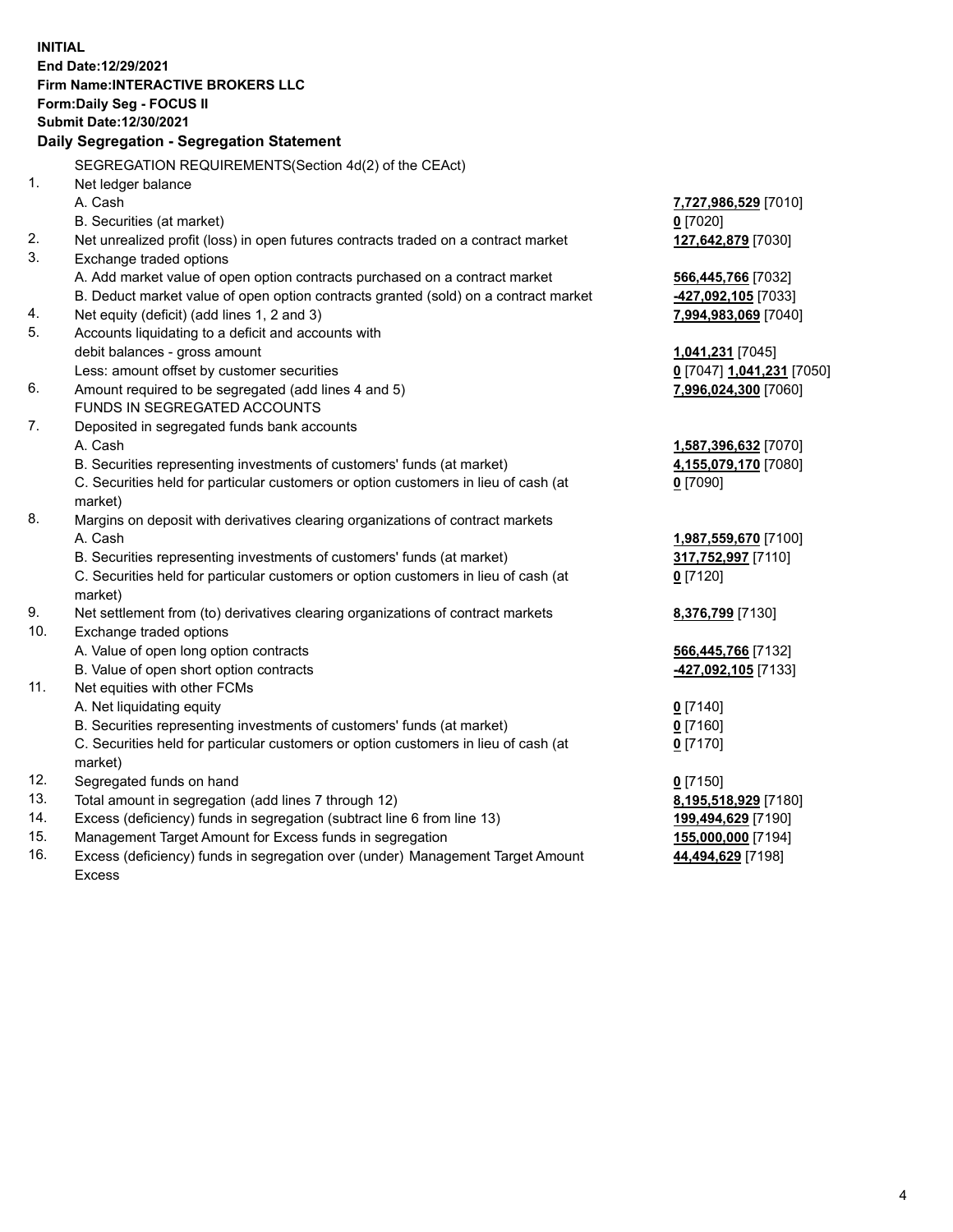**INITIAL**
**End Date:12/29/2021**
**Firm Name:INTERACTIVE BROKERS LLC**
**Form:Daily Seg - FOCUS II**
**Submit Date:12/30/2021**

**Daily Segregation - Segregation Statement**

| | | |
|---|---|---|
| | SEGREGATION REQUIREMENTS(Section 4d(2) of the CEAct) | |
| 1. | Net ledger balance | |
| | A. Cash | **7,727,986,529** [7010] |
| | B. Securities (at market) | **0** [7020] |
| 2. | Net unrealized profit (loss) in open futures contracts traded on a contract market | **127,642,879** [7030] |
| 3. | Exchange traded options | |
| | A. Add market value of open option contracts purchased on a contract market | **566,445,766** [7032] |
| | B. Deduct market value of open option contracts granted (sold) on a contract market | **-427,092,105** [7033] |
| 4. | Net equity (deficit) (add lines 1, 2 and 3) | **7,994,983,069** [7040] |
| 5. | Accounts liquidating to a deficit and accounts with | |
| | debit balances - gross amount | **1,041,231** [7045] |
| | Less: amount offset by customer securities | **0** [7047] **1,041,231** [7050] |
| 6. | Amount required to be segregated (add lines 4 and 5) | **7,996,024,300** [7060] |
| | FUNDS IN SEGREGATED ACCOUNTS | |
| 7. | Deposited in segregated funds bank accounts | |
| | A. Cash | **1,587,396,632** [7070] |
| | B. Securities representing investments of customers' funds (at market) | **4,155,079,170** [7080] |
| | C. Securities held for particular customers or option customers in lieu of cash (at market) | **0** [7090] |
| 8. | Margins on deposit with derivatives clearing organizations of contract markets | |
| | A. Cash | **1,987,559,670** [7100] |
| | B. Securities representing investments of customers' funds (at market) | **317,752,997** [7110] |
| | C. Securities held for particular customers or option customers in lieu of cash (at market) | **0** [7120] |
| 9. | Net settlement from (to) derivatives clearing organizations of contract markets | **8,376,799** [7130] |
| 10. | Exchange traded options | |
| | A. Value of open long option contracts | **566,445,766** [7132] |
| | B. Value of open short option contracts | **-427,092,105** [7133] |
| 11. | Net equities with other FCMs | |
| | A. Net liquidating equity | **0** [7140] |
| | B. Securities representing investments of customers' funds (at market) | **0** [7160] |
| | C. Securities held for particular customers or option customers in lieu of cash (at market) | **0** [7170] |
| 12. | Segregated funds on hand | **0** [7150] |
| 13. | Total amount in segregation (add lines 7 through 12) | **8,195,518,929** [7180] |
| 14. | Excess (deficiency) funds in segregation (subtract line 6 from line 13) | **199,494,629** [7190] |
| 15. | Management Target Amount for Excess funds in segregation | **155,000,000** [7194] |
| 16. | Excess (deficiency) funds in segregation over (under) Management Target Amount Excess | **44,494,629** [7198] |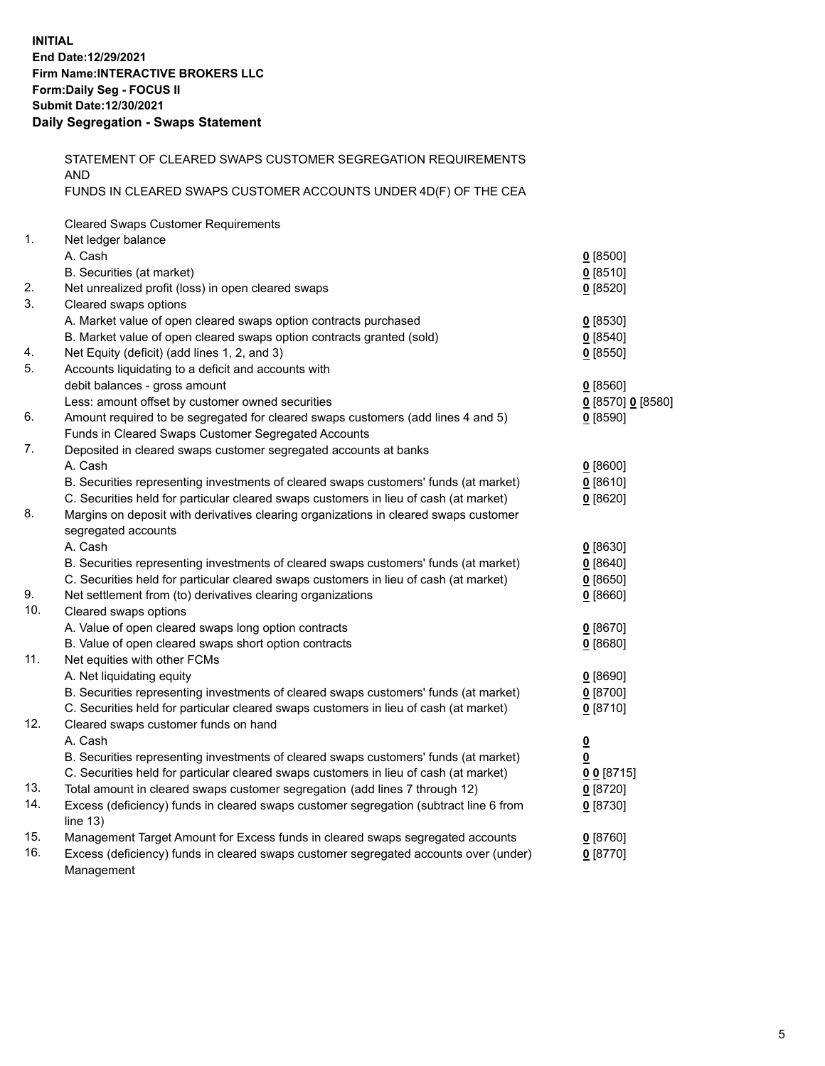**INITIAL**
**End Date:12/29/2021**
**Firm Name:INTERACTIVE BROKERS LLC**
**Form:Daily Seg - FOCUS II**
**Submit Date:12/30/2021**
**Daily Segregation - Swaps Statement**

STATEMENT OF CLEARED SWAPS CUSTOMER SEGREGATION REQUIREMENTS AND FUNDS IN CLEARED SWAPS CUSTOMER ACCOUNTS UNDER 4D(F) OF THE CEA

| | | |
|---|---|---|
| | Cleared Swaps Customer Requirements | |
| 1. | Net ledger balance | |
| | A. Cash | 0 [8500] |
| | B. Securities (at market) | 0 [8510] |
| 2. | Net unrealized profit (loss) in open cleared swaps | 0 [8520] |
| 3. | Cleared swaps options | |
| | A. Market value of open cleared swaps option contracts purchased | 0 [8530] |
| | B. Market value of open cleared swaps option contracts granted (sold) | 0 [8540] |
| 4. | Net Equity (deficit) (add lines 1, 2, and 3) | 0 [8550] |
| 5. | Accounts liquidating to a deficit and accounts with | |
| | debit balances - gross amount | 0 [8560] |
| | Less: amount offset by customer owned securities | 0 [8570] 0 [8580] |
| 6. | Amount required to be segregated for cleared swaps customers (add lines 4 and 5) | 0 [8590] |
| | Funds in Cleared Swaps Customer Segregated Accounts | |
| 7. | Deposited in cleared swaps customer segregated accounts at banks | |
| | A. Cash | 0 [8600] |
| | B. Securities representing investments of cleared swaps customers' funds (at market) | 0 [8610] |
| | C. Securities held for particular cleared swaps customers in lieu of cash (at market) | 0 [8620] |
| 8. | Margins on deposit with derivatives clearing organizations in cleared swaps customer segregated accounts | |
| | A. Cash | 0 [8630] |
| | B. Securities representing investments of cleared swaps customers' funds (at market) | 0 [8640] |
| | C. Securities held for particular cleared swaps customers in lieu of cash (at market) | 0 [8650] |
| 9. | Net settlement from (to) derivatives clearing organizations | 0 [8660] |
| 10. | Cleared swaps options | |
| | A. Value of open cleared swaps long option contracts | 0 [8670] |
| | B. Value of open cleared swaps short option contracts | 0 [8680] |
| 11. | Net equities with other FCMs | |
| | A. Net liquidating equity | 0 [8690] |
| | B. Securities representing investments of cleared swaps customers' funds (at market) | 0 [8700] |
| | C. Securities held for particular cleared swaps customers in lieu of cash (at market) | 0 [8710] |
| 12. | Cleared swaps customer funds on hand | |
| | A. Cash | 0 |
| | B. Securities representing investments of cleared swaps customers' funds (at market) | 0 |
| | C. Securities held for particular cleared swaps customers in lieu of cash (at market) | 0 0 [8715] |
| 13. | Total amount in cleared swaps customer segregation (add lines 7 through 12) | 0 [8720] |
| 14. | Excess (deficiency) funds in cleared swaps customer segregation (subtract line 6 from line 13) | 0 [8730] |
| 15. | Management Target Amount for Excess funds in cleared swaps segregated accounts | 0 [8760] |
| 16. | Excess (deficiency) funds in cleared swaps customer segregated accounts over (under) Management | 0 [8770] |